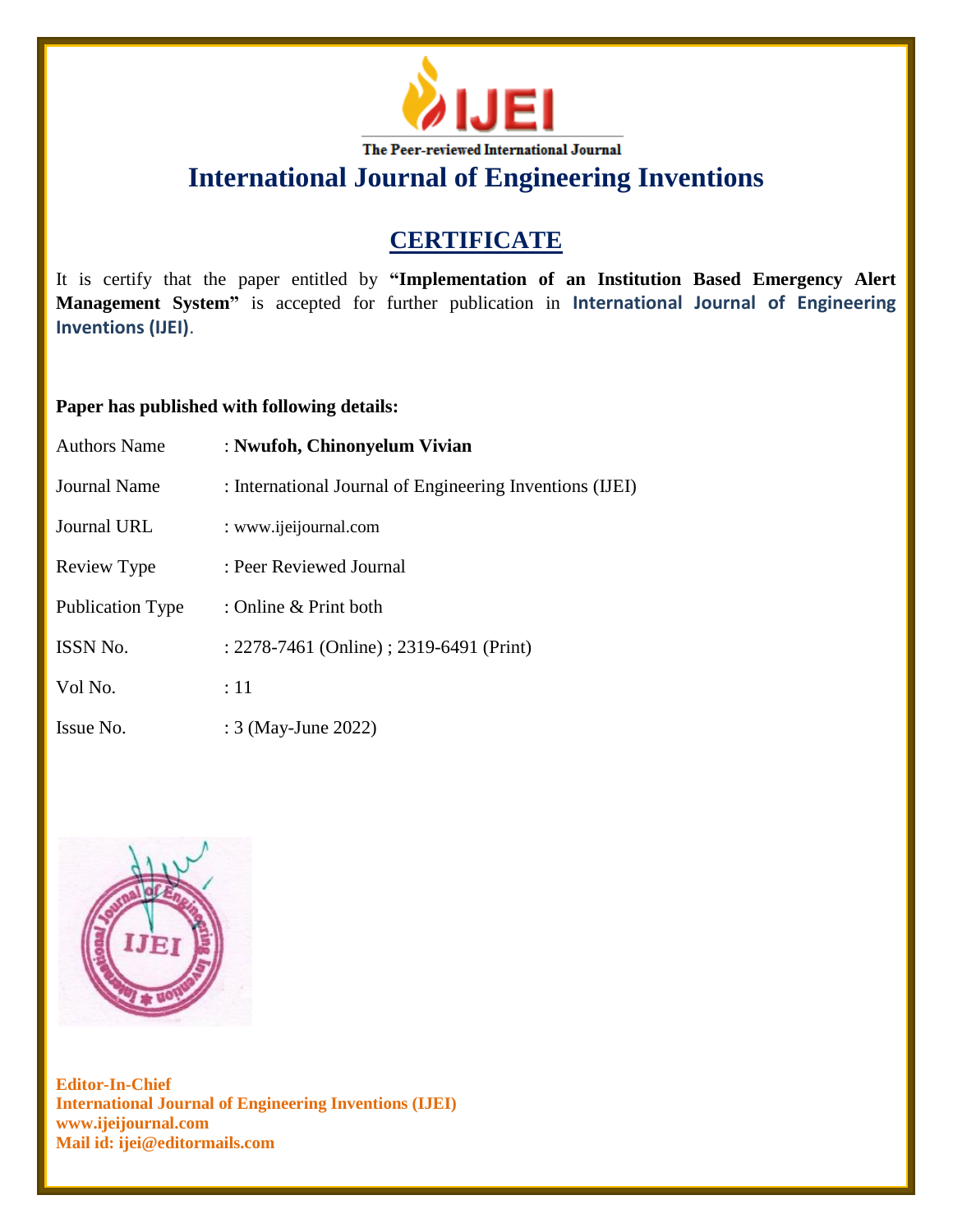The Peer-reviewed International Journal

# International Journal of Engineering Inventions

## CERTIFICATE

It is certify that the paper entitled by **"Implementation of an Institution Based Emergency Alert Management System"** is accepted for further publication in **International Journal of Engineering Inventions (IJEI)**.

**Paper has published with following details:**

| | |
|---|---|
| Authors Name | : **Nwufoh, Chinonyelum Vivian** |
| Journal Name | : International Journal of Engineering Inventions (IJEI) |
| Journal URL | : www.ijeijournal.com |
| Review Type | : Peer Reviewed Journal |
| Publication Type | : Online & Print both |
| ISSN No. | : 2278-7461 (Online) ; 2319-6491 (Print) |
| Vol No. | : 11 |
| Issue No. | : 3 (May-June 2022) |

**Editor-In-Chief**
**International Journal of Engineering Inventions (IJEI)**
**www.ijeijournal.com**
**Mail id: ijei@editormails.com**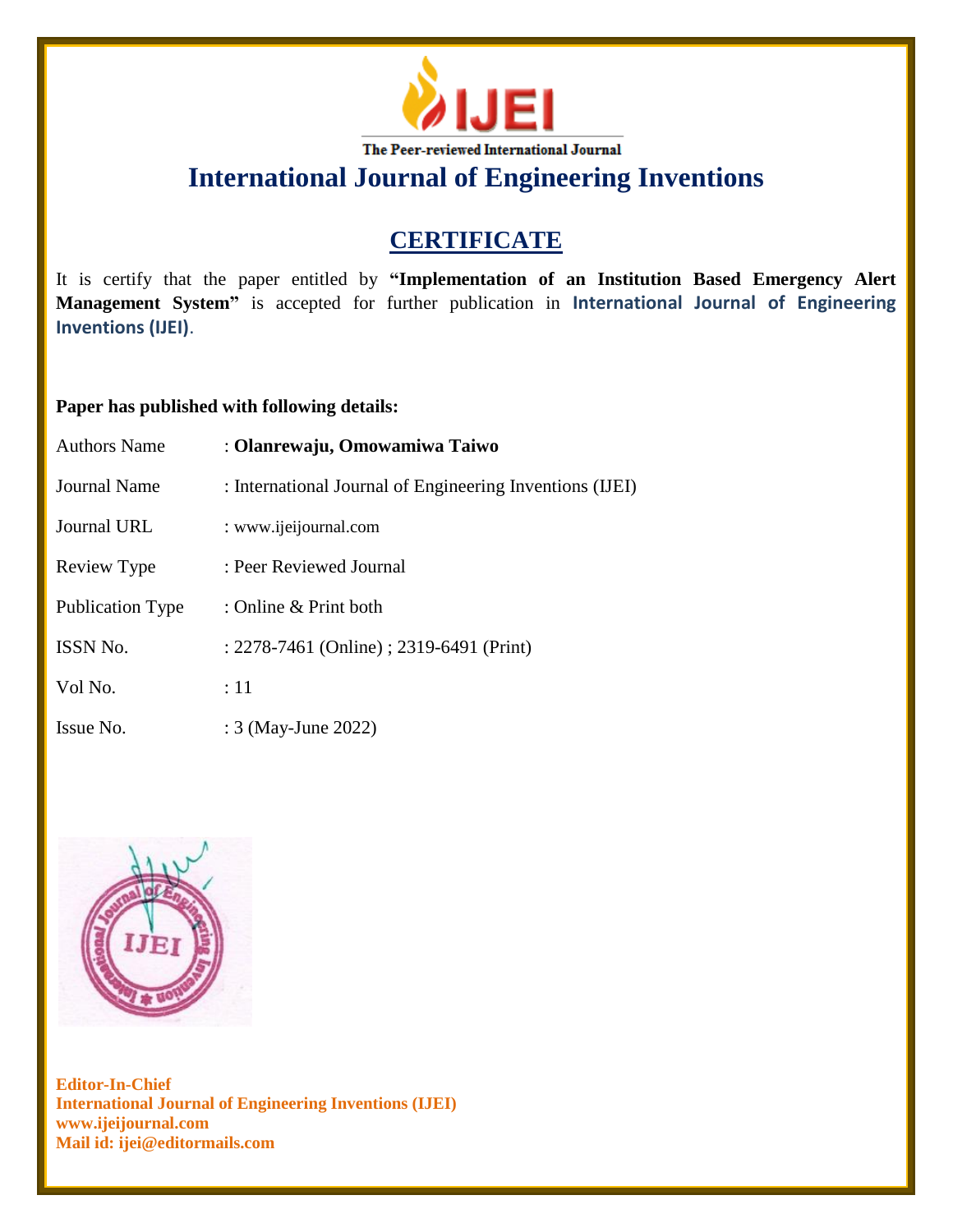**IJEI**

The Peer-reviewed International Journal

# International Journal of Engineering Inventions

## CERTIFICATE

It is certify that the paper entitled by **"Implementation of an Institution Based Emergency Alert Management System"** is accepted for further publication in **International Journal of Engineering Inventions (IJEI)**.

**Paper has published with following details:**

| | |
|---|---|
| Authors Name | : **Olanrewaju, Omowamiwa Taiwo** |
| Journal Name | : International Journal of Engineering Inventions (IJEI) |
| Journal URL | : www.ijeijournal.com |
| Review Type | : Peer Reviewed Journal |
| Publication Type | : Online & Print both |
| ISSN No. | : 2278-7461 (Online) ; 2319-6491 (Print) |
| Vol No. | : 11 |
| Issue No. | : 3 (May-June 2022) |

**Editor-In-Chief**
**International Journal of Engineering Inventions (IJEI)**
**www.ijeijournal.com**
**Mail id: ijei@editormails.com**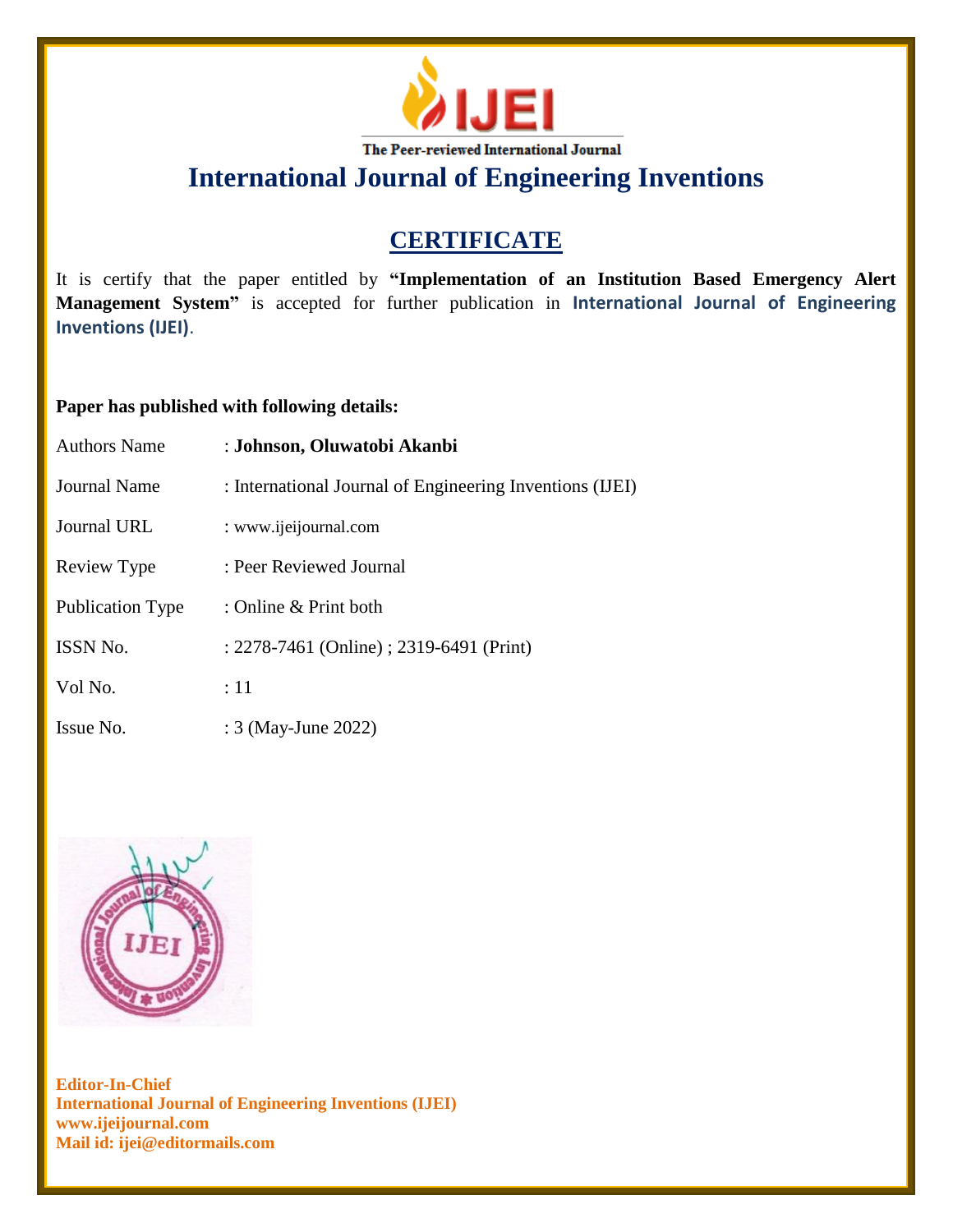The Peer-reviewed International Journal

# International Journal of Engineering Inventions

## CERTIFICATE

It is certify that the paper entitled by **"Implementation of an Institution Based Emergency Alert Management System"** is accepted for further publication in **International Journal of Engineering Inventions (IJEI)**.

**Paper has published with following details:**

| | |
|---|---|
| Authors Name | : **Johnson, Oluwatobi Akanbi** |
| Journal Name | : International Journal of Engineering Inventions (IJEI) |
| Journal URL | : www.ijeijournal.com |
| Review Type | : Peer Reviewed Journal |
| Publication Type | : Online & Print both |
| ISSN No. | : 2278-7461 (Online) ; 2319-6491 (Print) |
| Vol No. | : 11 |
| Issue No. | : 3 (May-June 2022) |

**Editor-In-Chief**
**International Journal of Engineering Inventions (IJEI)**
**www.ijeijournal.com**
**Mail id: ijei@editormails.com**